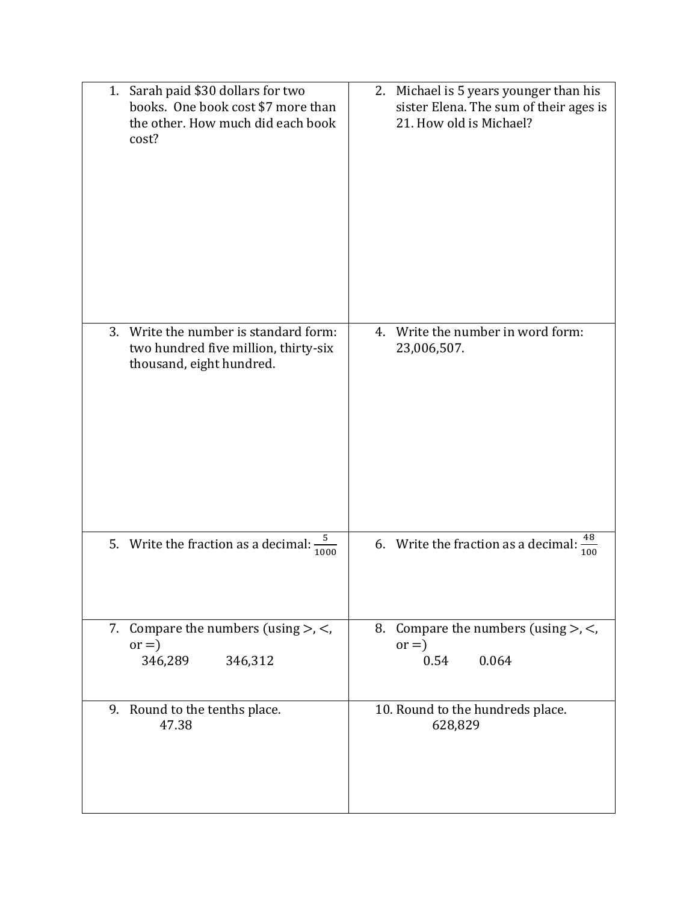| | |
|---|---|
| 1. Sarah paid $30 dollars for two books. One book cost $7 more than the other. How much did each book cost? | 2. Michael is 5 years younger than his sister Elena. The sum of their ages is 21. How old is Michael? |
| 3. Write the number is standard form: two hundred five million, thirty-six thousand, eight hundred. | 4. Write the number in word form: 23,006,507. |
| 5. Write the fraction as a decimal: $\frac{5}{1000}$ | 6. Write the fraction as a decimal: $\frac{48}{100}$ |
| 7. Compare the numbers (using >, <, or =) 346,289 346,312 | 8. Compare the numbers (using >, <, or =) 0.54 0.064 |
| 9. Round to the tenths place. 47.38 | 10. Round to the hundreds place. 628,829 |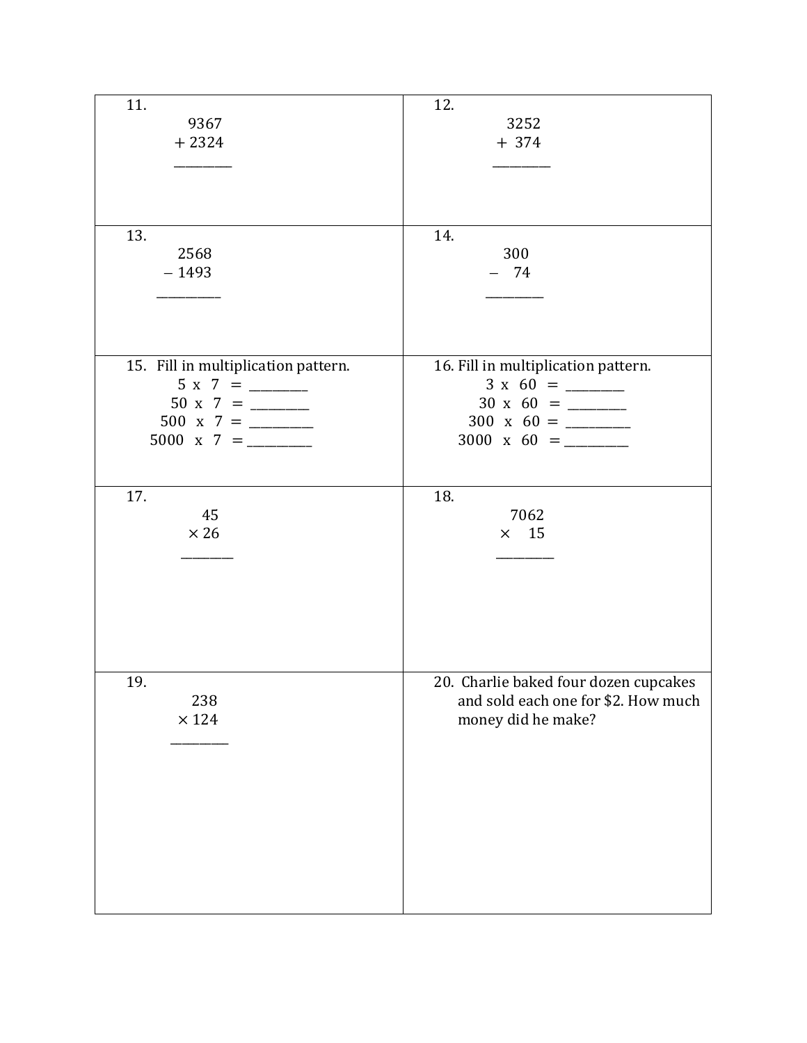11.

$$
\begin{array}{r}
9367 \\
+\ 2324 \\
\hline
\end{array}
$$

12.

$$
\begin{array}{r}
3252 \\
+\ 374 \\
\hline
\end{array}
$$

13.

$$
\begin{array}{r}
2568 \\
-\ 1493 \\
\hline
\end{array}
$$

14.

$$
\begin{array}{r}
300 \\
-\ 74 \\
\hline
\end{array}
$$

15. Fill in multiplication pattern.

5 x 7 = ________

50 x 7 = ________

500 x 7 = ________

5000 x 7 = ________

16. Fill in multiplication pattern.

3 x 60 = ________

30 x 60 = ________

300 x 60 = ________

3000 x 60 = ________

17.

$$
\begin{array}{r}
45 \\
\times\ 26 \\
\hline
\end{array}
$$

18.

$$
\begin{array}{r}
7062 \\
\times\ 15 \\
\hline
\end{array}
$$

19.

$$
\begin{array}{r}
238 \\
\times\ 124 \\
\hline
\end{array}
$$

20. Charlie baked four dozen cupcakes and sold each one for $2. How much money did he make?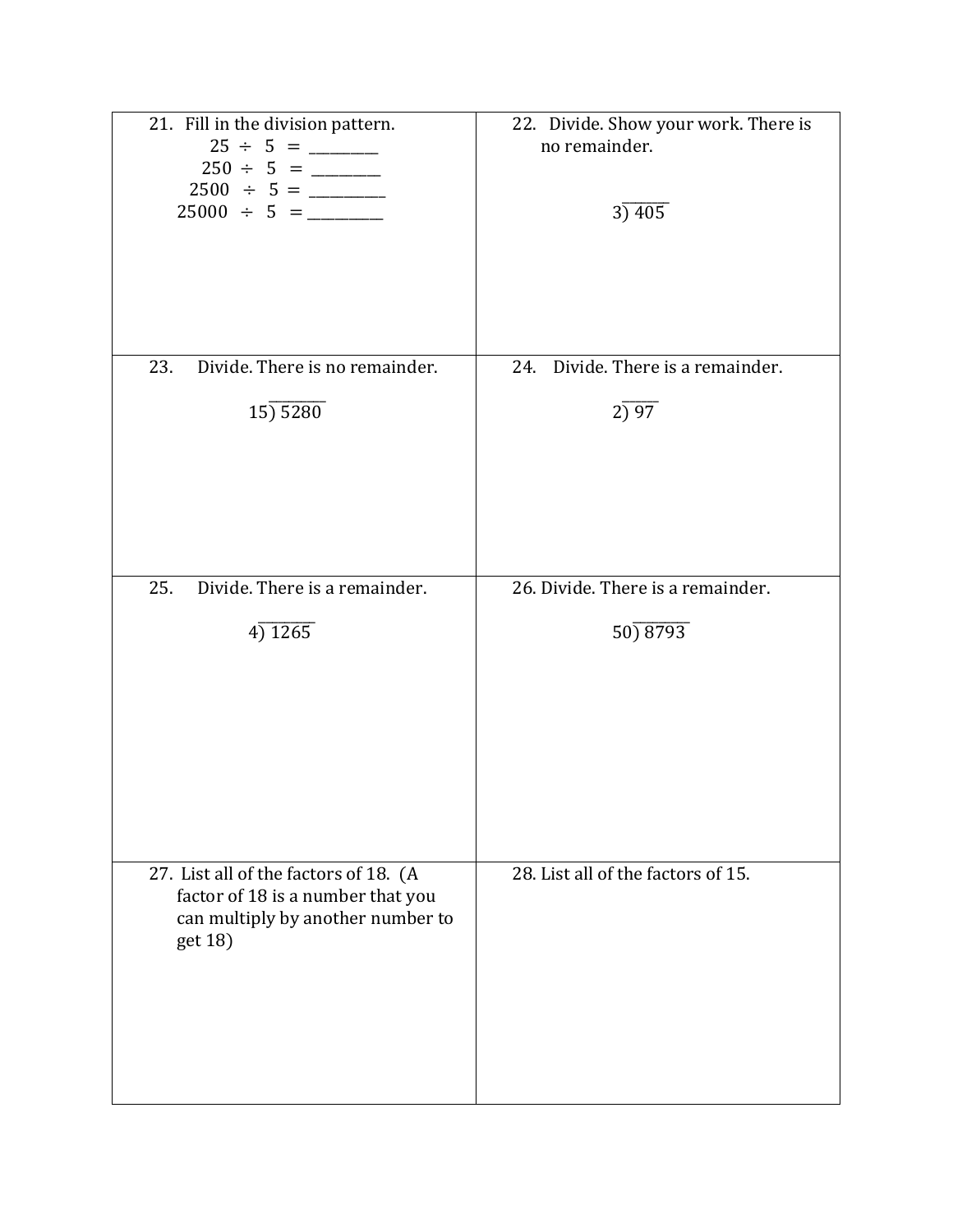21. Fill in the division pattern.

$25 \div 5 =$ \_\_\_\_\_\_\_\_\_\_

$250 \div 5 =$ \_\_\_\_\_\_\_\_\_\_

$2500 \div 5 =$ \_\_\_\_\_\_\_\_\_\_

$25000 \div 5 =$ \_\_\_\_\_\_\_\_\_\_

22. Divide. Show your work. There is no remainder.

$3\overline{)405}$

23. Divide. There is no remainder.

$15\overline{)5280}$

24. Divide. There is a remainder.

$2\overline{)97}$

25. Divide. There is a remainder.

$4\overline{)1265}$

26. Divide. There is a remainder.

$50\overline{)8793}$

27. List all of the factors of 18. (A factor of 18 is a number that you can multiply by another number to get 18)

28. List all of the factors of 15.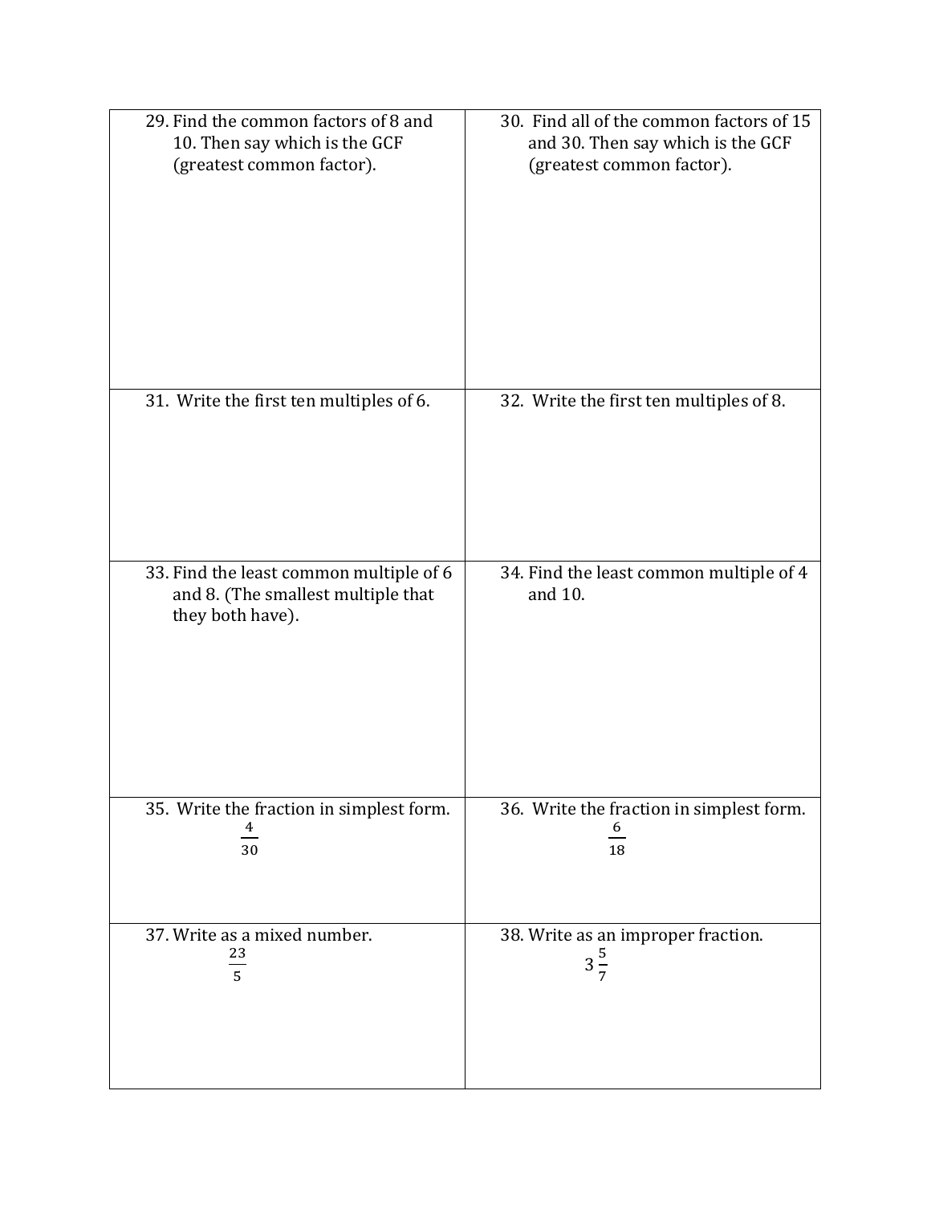| | |
|---|---|
| 29. Find the common factors of 8 and 10. Then say which is the GCF (greatest common factor). | 30. Find all of the common factors of 15 and 30. Then say which is the GCF (greatest common factor). |
| 31. Write the first ten multiples of 6. | 32. Write the first ten multiples of 8. |
| 33. Find the least common multiple of 6 and 8. (The smallest multiple that they both have). | 34. Find the least common multiple of 4 and 10. |
| 35. Write the fraction in simplest form. $\frac{4}{30}$ | 36. Write the fraction in simplest form. $\frac{6}{18}$ |
| 37. Write as a mixed number. $\frac{23}{5}$ | 38. Write as an improper fraction. $3\frac{5}{7}$ |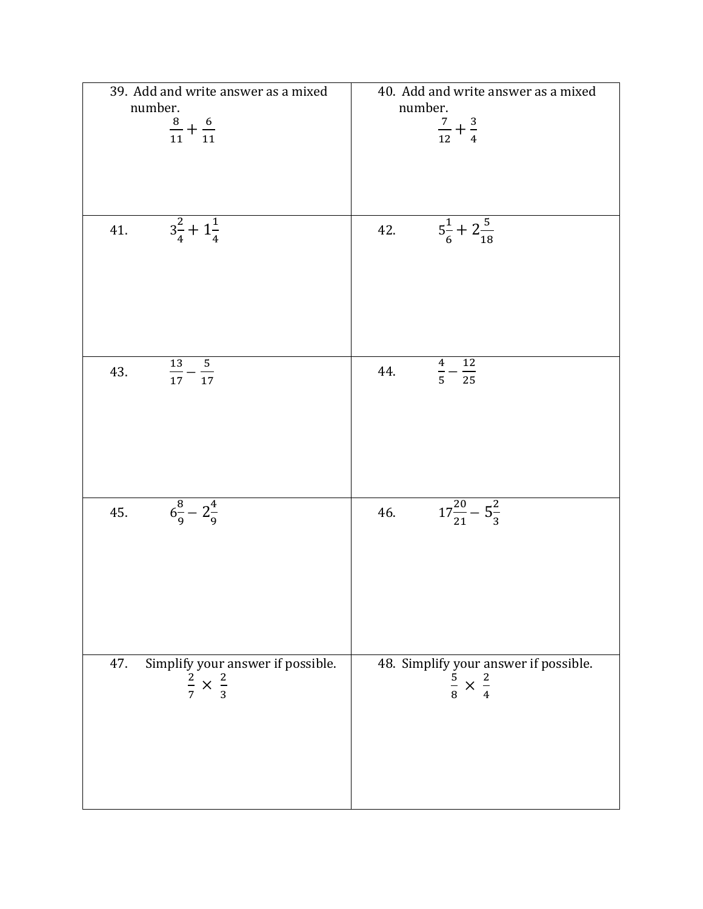39. Add and write answer as a mixed number.

$$\frac{8}{11} + \frac{6}{11}$$

40. Add and write answer as a mixed number.

$$\frac{7}{12} + \frac{3}{4}$$

41. $3\frac{2}{4} + 1\frac{1}{4}$

42. $5\frac{1}{6} + 2\frac{5}{18}$

43. $\frac{13}{17} - \frac{5}{17}$

44. $\frac{4}{5} - \frac{12}{25}$

45. $6\frac{8}{9} - 2\frac{4}{9}$

46. $17\frac{20}{21} - 5\frac{2}{3}$

47. Simplify your answer if possible.

$$\frac{2}{7} \times \frac{2}{3}$$

48. Simplify your answer if possible.

$$\frac{5}{8} \times \frac{2}{4}$$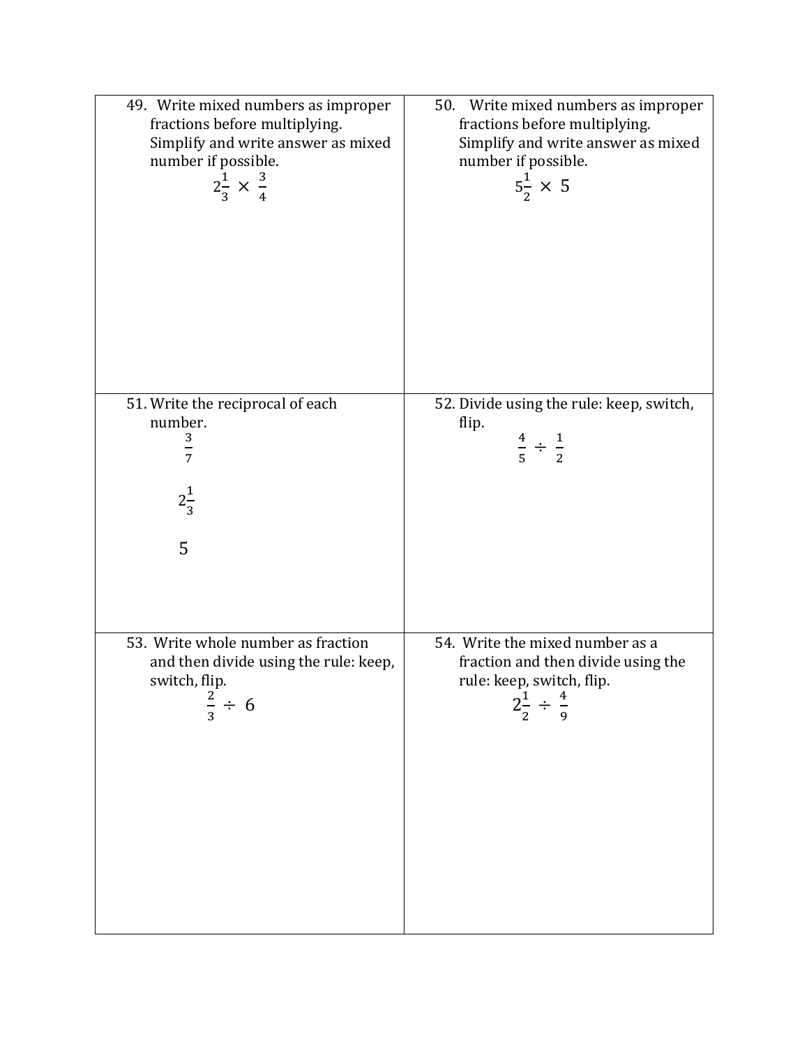| | |
|---|---|
| 49. Write mixed numbers as improper fractions before multiplying. Simplify and write answer as mixed number if possible. $2\frac{1}{3} \times \frac{3}{4}$ | 50. Write mixed numbers as improper fractions before multiplying. Simplify and write answer as mixed number if possible. $5\frac{1}{2} \times 5$ |
| 51. Write the reciprocal of each number. $\frac{3}{7}$ <br> $2\frac{1}{3}$ <br> $5$ | 52. Divide using the rule: keep, switch, flip. $\frac{4}{5} \div \frac{1}{2}$ |
| 53. Write whole number as fraction and then divide using the rule: keep, switch, flip. $\frac{2}{3} \div 6$ | 54. Write the mixed number as a fraction and then divide using the rule: keep, switch, flip. $2\frac{1}{2} \div \frac{4}{9}$ |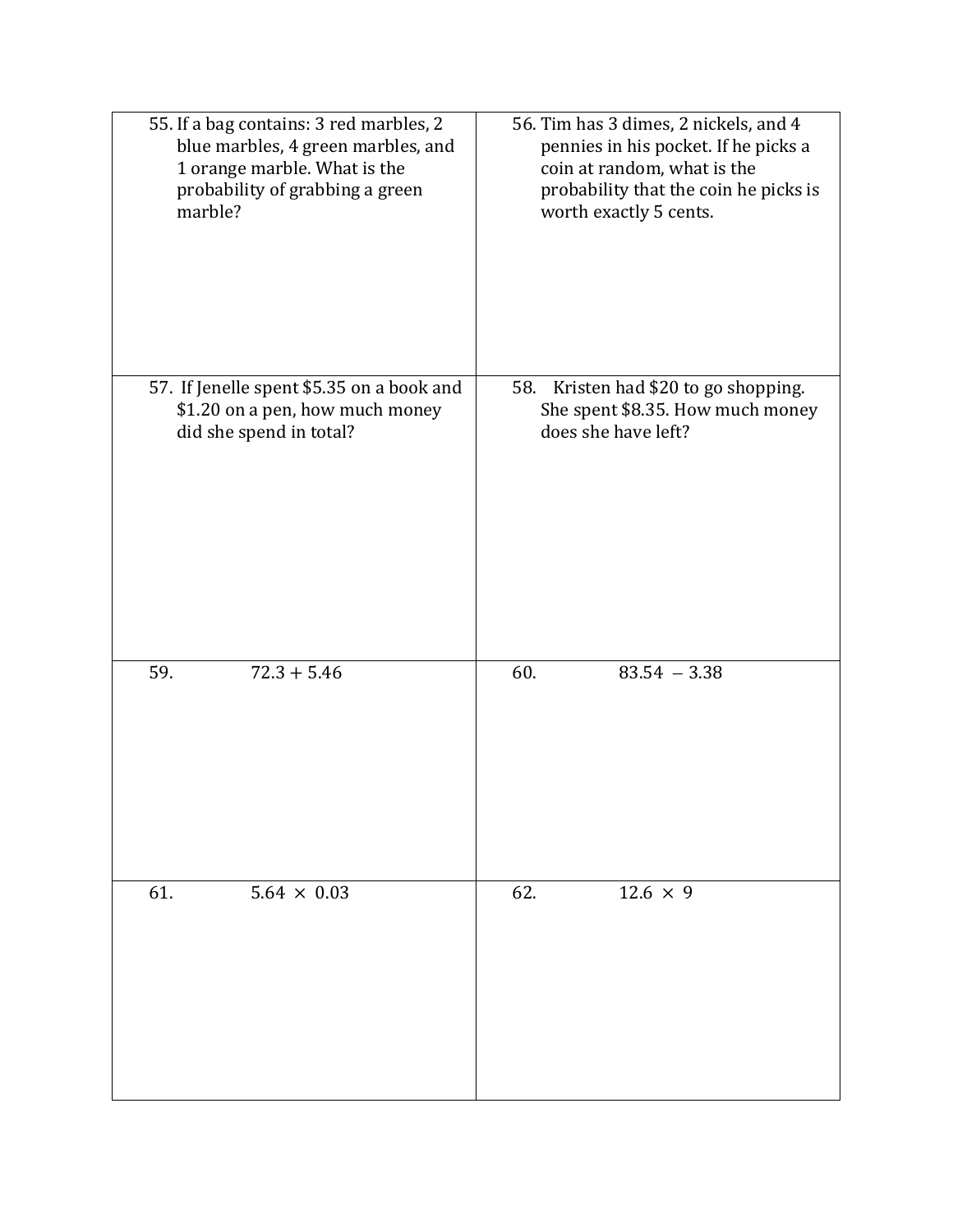| | |
|---|---|
| 55. If a bag contains: 3 red marbles, 2 blue marbles, 4 green marbles, and 1 orange marble. What is the probability of grabbing a green marble? | 56. Tim has 3 dimes, 2 nickels, and 4 pennies in his pocket. If he picks a coin at random, what is the probability that the coin he picks is worth exactly 5 cents. |
| 57. If Jenelle spent \$5.35 on a book and \$1.20 on a pen, how much money did she spend in total? | 58. Kristen had \$20 to go shopping. She spent \$8.35. How much money does she have left? |
| 59. $72.3 + 5.46$ | 60. $83.54 - 3.38$ |
| 61. $5.64 \times 0.03$ | 62. $12.6 \times 9$ |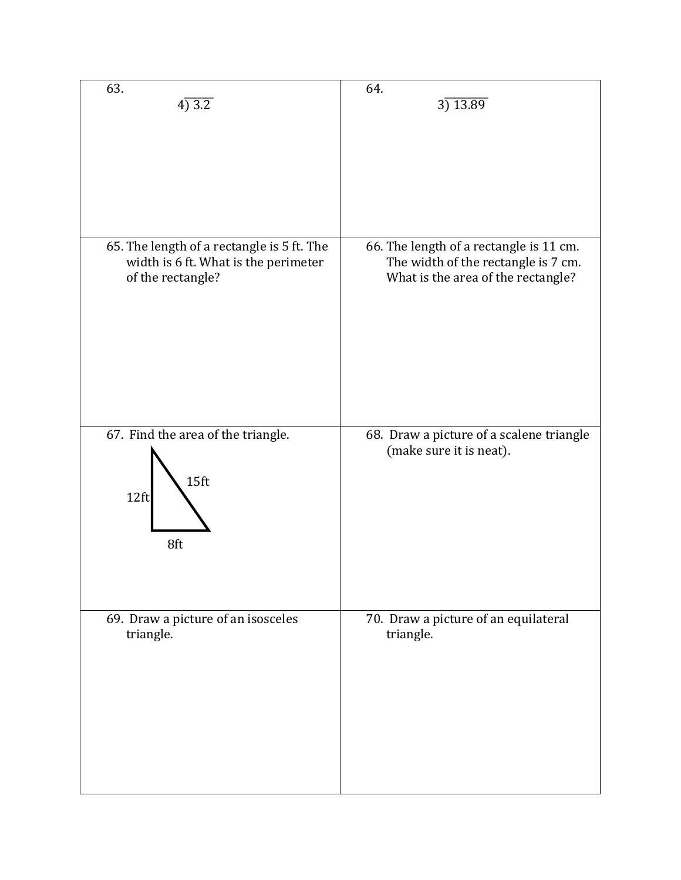63. $4\overline{)3.2}$

64. $3\overline{)13.89}$

65. The length of a rectangle is 5 ft. The width is 6 ft. What is the perimeter of the rectangle?

66. The length of a rectangle is 11 cm. The width of the rectangle is 7 cm. What is the area of the rectangle?

67. Find the area of the triangle.

12ft

15ft

8ft

68. Draw a picture of a scalene triangle (make sure it is neat).

69. Draw a picture of an isosceles triangle.

70. Draw a picture of an equilateral triangle.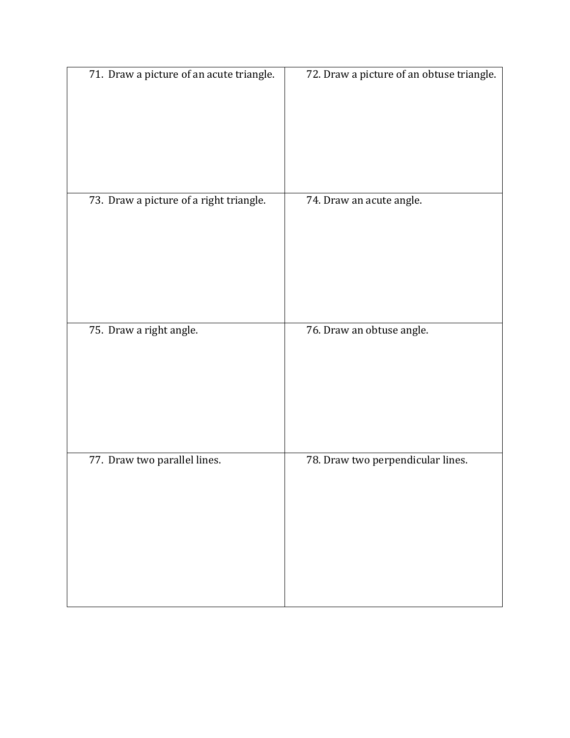| | |
|---|---|
| 71. Draw a picture of an acute triangle. | 72. Draw a picture of an obtuse triangle. |
| 73. Draw a picture of a right triangle. | 74. Draw an acute angle. |
| 75. Draw a right angle. | 76. Draw an obtuse angle. |
| 77. Draw two parallel lines. | 78. Draw two perpendicular lines. |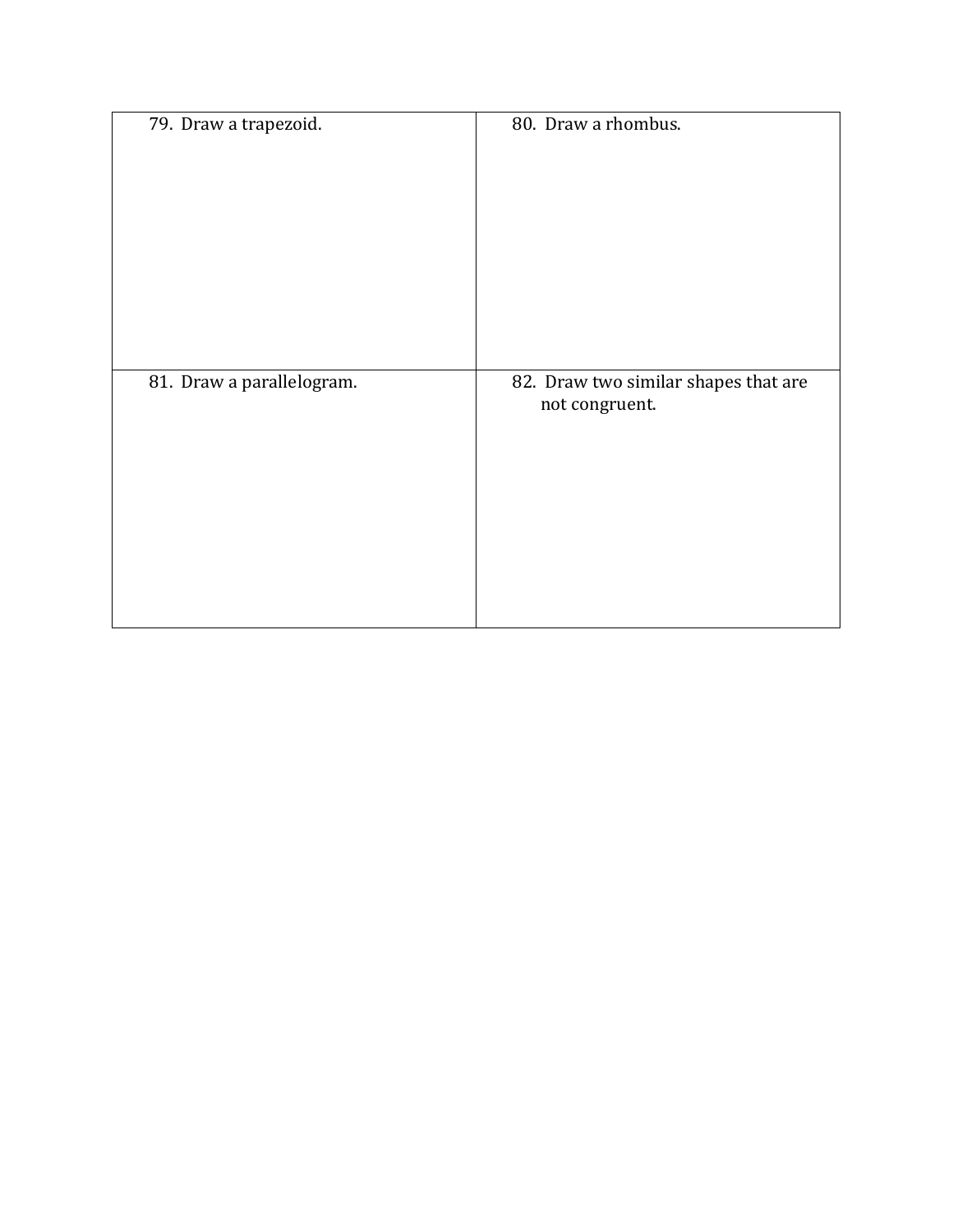| | |
|---|---|
| 79. Draw a trapezoid. | 80. Draw a rhombus. |
| 81. Draw a parallelogram. | 82. Draw two similar shapes that are not congruent. |